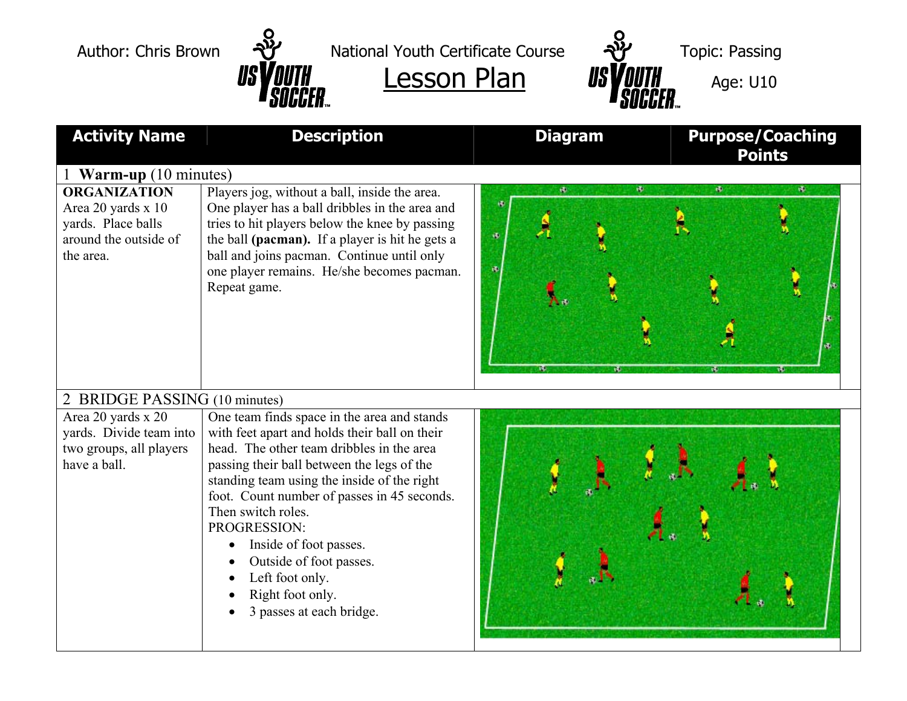Author: Chris Brown

National Youth Certificate Course

# Lesson Plan

Topic: Passing

Age: U10

| Activity Name | Description | Diagram | Purpose/Coaching Points |
|---|---|---|---|
| 1 **Warm-up** (10 minutes) | | | |
| **ORGANIZATION** Area 20 yards x 10 yards. Place balls around the outside of the area. | Players jog, without a ball, inside the area. One player has a ball dribbles in the area and tries to hit players below the knee by passing the ball **(pacman).** If a player is hit he gets a ball and joins pacman. Continue until only one player remains. He/she becomes pacman. Repeat game. | | |
| 2 BRIDGE PASSING (10 minutes) | | | |
| Area 20 yards x 20 yards. Divide team into two groups, all players have a ball. | One team finds space in the area and stands with feet apart and holds their ball on their head. The other team dribbles in the area passing their ball between the legs of the standing team using the inside of the right foot. Count number of passes in 45 seconds. Then switch roles. PROGRESSION: <br>• Inside of foot passes. <br>• Outside of foot passes. <br>• Left foot only. <br>• Right foot only. <br>• 3 passes at each bridge. | | |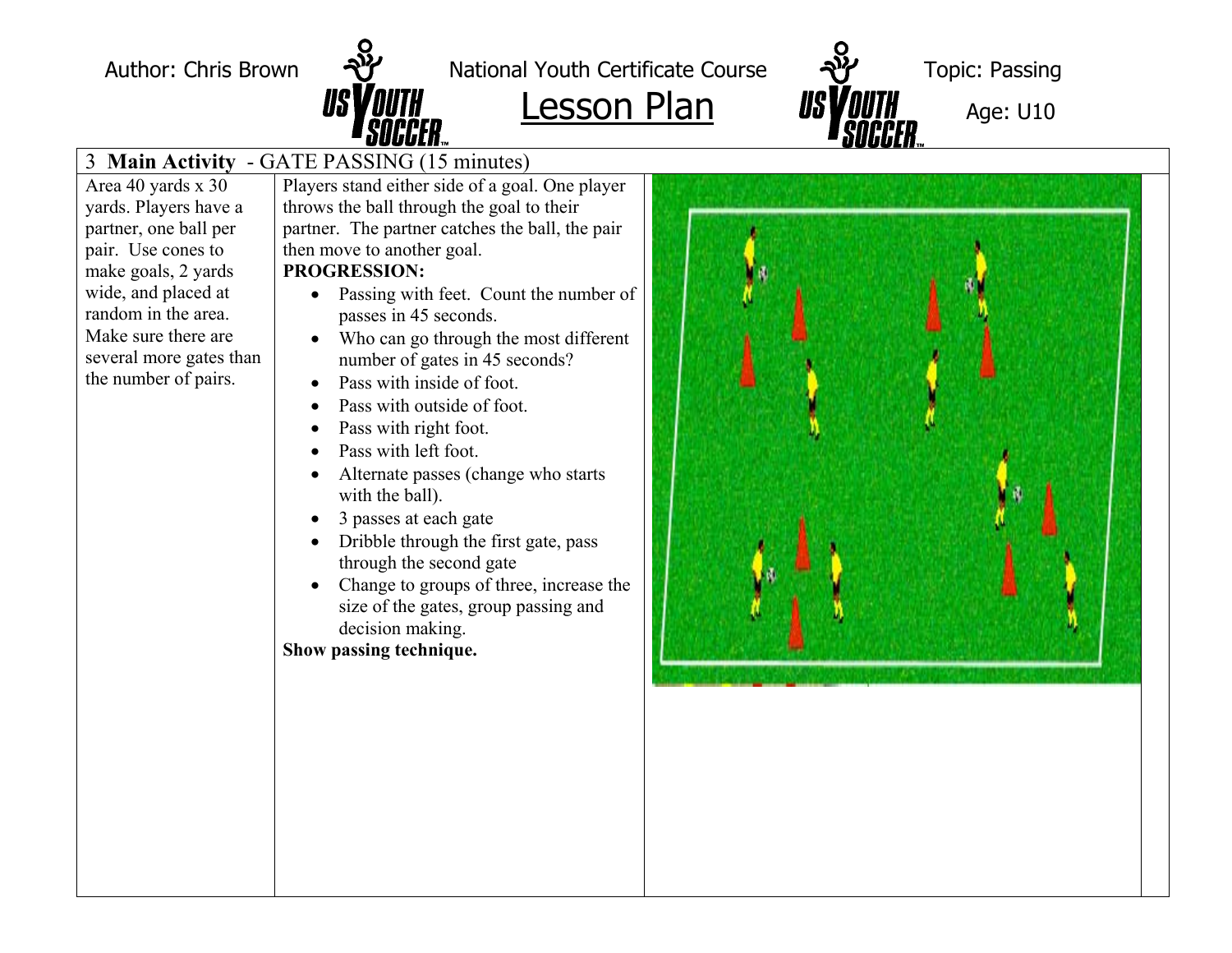Author: Chris Brown | National Youth Certificate Course | Topic: Passing

# Lesson Plan

Age: U10

| 3 **Main Activity** - GATE PASSING (15 minutes) | | |
|---|---|---|
| Area 40 yards x 30 yards. Players have a partner, one ball per pair. Use cones to make goals, 2 yards wide, and placed at random in the area. Make sure there are several more gates than the number of pairs. | Players stand either side of a goal. One player throws the ball through the goal to their partner. The partner catches the ball, the pair then move to another goal.<br>**PROGRESSION:**<br>• Passing with feet. Count the number of passes in 45 seconds.<br>• Who can go through the most different number of gates in 45 seconds?<br>• Pass with inside of foot.<br>• Pass with outside of foot.<br>• Pass with right foot.<br>• Pass with left foot.<br>• Alternate passes (change who starts with the ball).<br>• 3 passes at each gate<br>• Dribble through the first gate, pass through the second gate<br>• Change to groups of three, increase the size of the gates, group passing and decision making.<br>**Show passing technique.** | |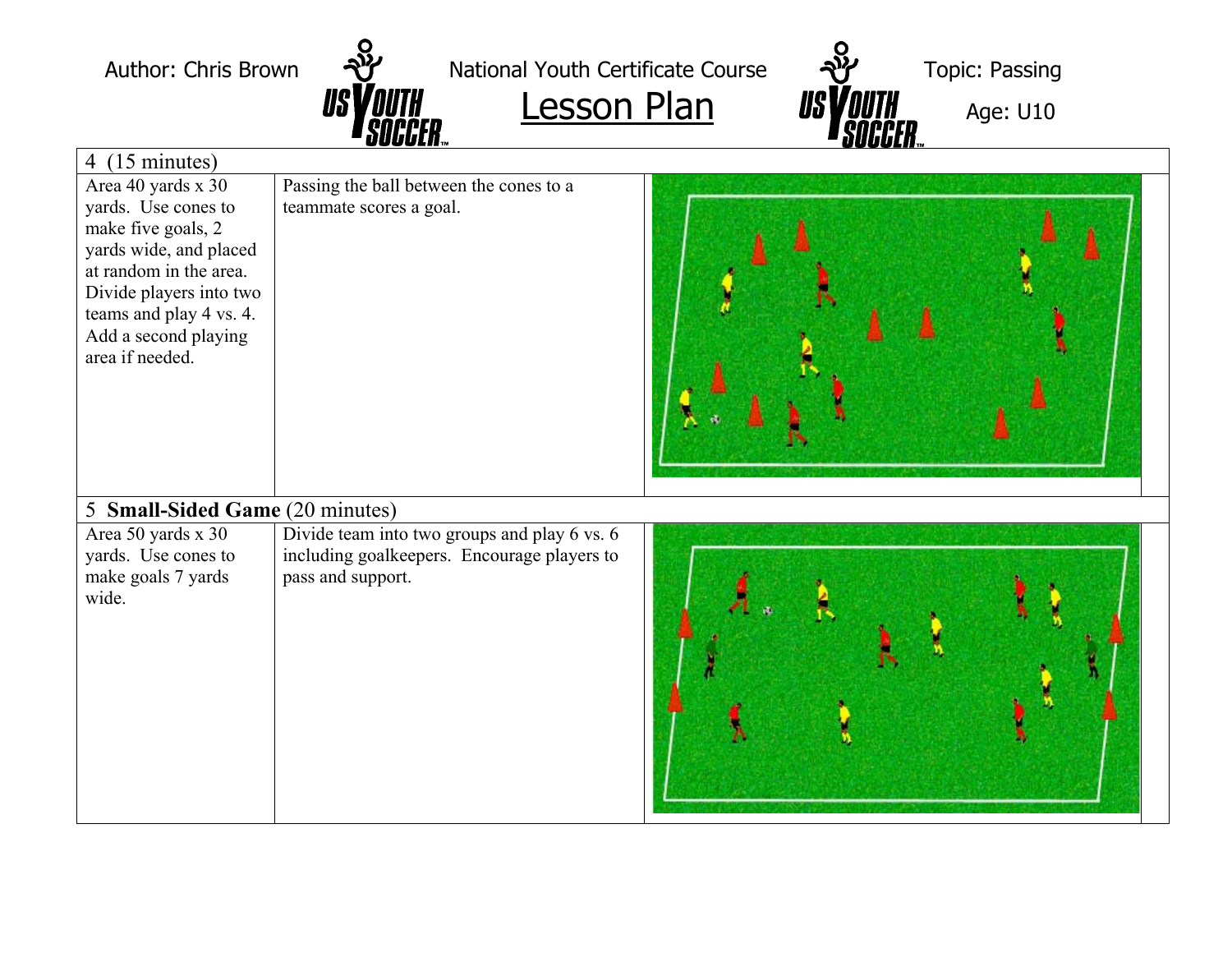Author: Chris Brown

National Youth Certificate Course

# Lesson Plan

Topic: Passing

Age: U10

| 4 (15 minutes) | | |
|---|---|---|
| Area 40 yards x 30 yards. Use cones to make five goals, 2 yards wide, and placed at random in the area. Divide players into two teams and play 4 vs. 4. Add a second playing area if needed. | Passing the ball between the cones to a teammate scores a goal. | |
| **5 Small-Sided Game** (20 minutes) | | |
| Area 50 yards x 30 yards. Use cones to make goals 7 yards wide. | Divide team into two groups and play 6 vs. 6 including goalkeepers. Encourage players to pass and support. | |